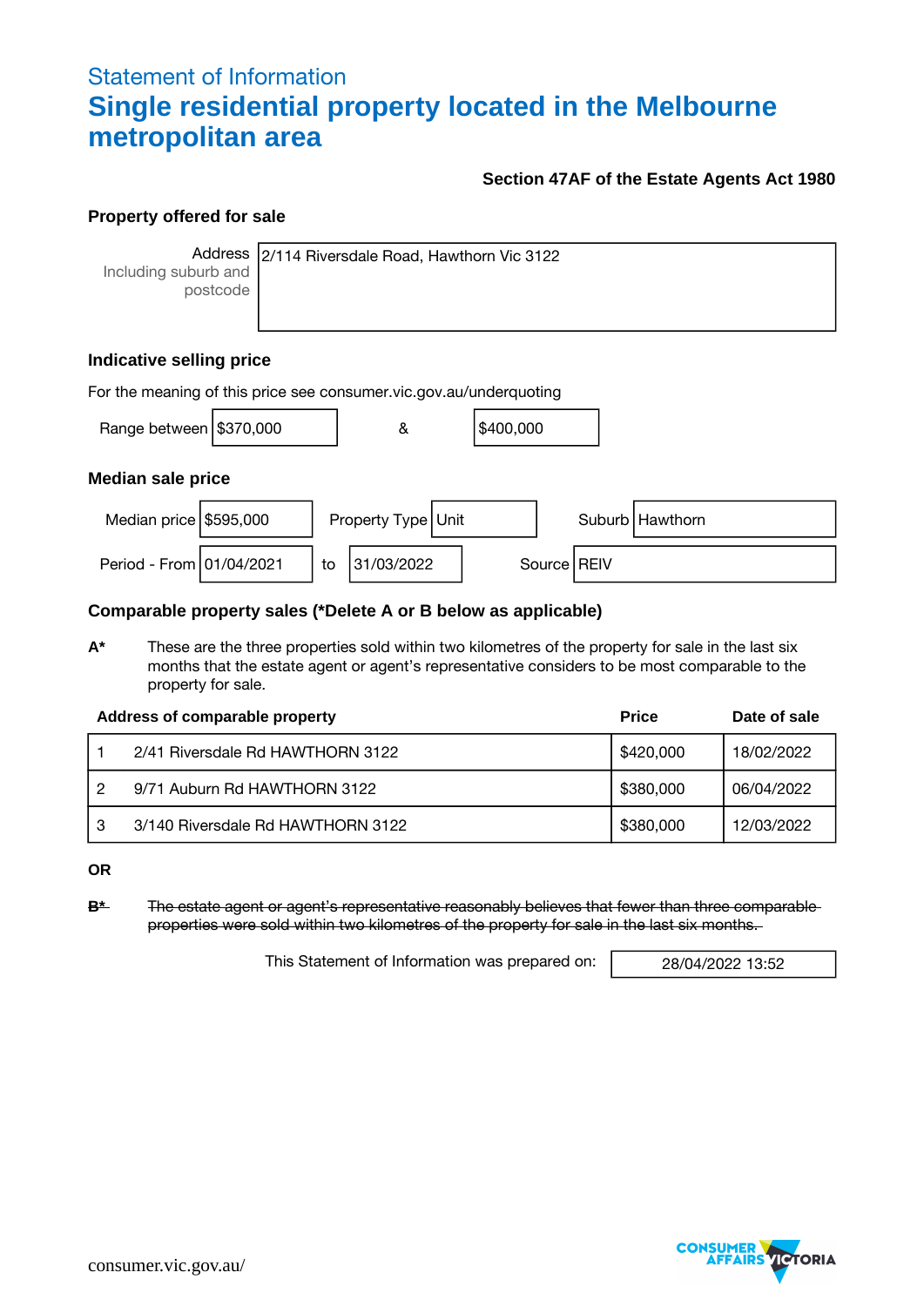# Statement of Information

## Single residential property located in the Melbourne metropolitan area

**Section 47AF of the Estate Agents Act 1980**

### Property offered for sale

| Address Including suburb and postcode | 2/114 Riversdale Road, Hawthorn Vic 3122 |
|---|---|

### Indicative selling price

For the meaning of this price see consumer.vic.gov.au/underquoting

Range between $370,000 & $400,000

### Median sale price

| Median price | $595,000 | Property Type | Unit | Suburb | Hawthorn |
|---|---|---|---|---|---|
| Period - From | 01/04/2021 | to | 31/03/2022 | Source | REIV |

### Comparable property sales (*Delete A or B below as applicable)

**A*** These are the three properties sold within two kilometres of the property for sale in the last six months that the estate agent or agent's representative considers to be most comparable to the property for sale.

| | Address of comparable property | Price | Date of sale |
|---|---|---|---|
| 1 | 2/41 Riversdale Rd HAWTHORN 3122 | $420,000 | 18/02/2022 |
| 2 | 9/71 Auburn Rd HAWTHORN 3122 | $380,000 | 06/04/2022 |
| 3 | 3/140 Riversdale Rd HAWTHORN 3122 | $380,000 | 12/03/2022 |

**OR**

~~**B*** The estate agent or agent's representative reasonably believes that fewer than three comparable properties were sold within two kilometres of the property for sale in the last six months.~~

This Statement of Information was prepared on: 28/04/2022 13:52

consumer.vic.gov.au/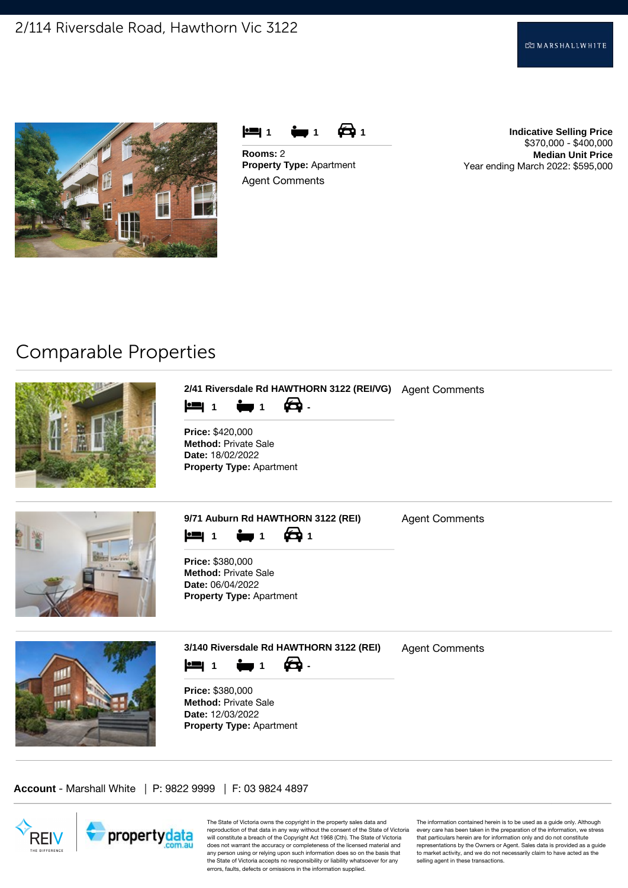# 2/114 Riversdale Road, Hawthorn Vic 3122

MARSHALLWHITE

1 1 1

**Rooms:** 2
**Property Type:** Apartment
Agent Comments

**Indicative Selling Price**
$370,000 - $400,000
**Median Unit Price**
Year ending March 2022: $595,000

## Comparable Properties

**2/41 Riversdale Rd HAWTHORN 3122 (REI/VG)**

1 1 -

**Price:** $420,000
**Method:** Private Sale
**Date:** 18/02/2022
**Property Type:** Apartment

Agent Comments

**9/71 Auburn Rd HAWTHORN 3122 (REI)**

1 1 1

**Price:** $380,000
**Method:** Private Sale
**Date:** 06/04/2022
**Property Type:** Apartment

Agent Comments

**3/140 Riversdale Rd HAWTHORN 3122 (REI)**

1 1 -

**Price:** $380,000
**Method:** Private Sale
**Date:** 12/03/2022
**Property Type:** Apartment

Agent Comments

**Account** - Marshall White | P: 9822 9999 | F: 03 9824 4897

REIV THE DIFFERENCE | propertydata.com.au

The State of Victoria owns the copyright in the property sales data and reproduction of that data in any way without the consent of the State of Victoria will constitute a breach of the Copyright Act 1968 (Cth). The State of Victoria does not warrant the accuracy or completeness of the licensed material and any person using or relying upon such information does so on the basis that the State of Victoria accepts no responsibility or liability whatsoever for any errors, faults, defects or omissions in the information supplied.

The information contained herein is to be used as a guide only. Although every care has been taken in the preparation of the information, we stress that particulars herein are for information only and do not constitute representations by the Owners or Agent. Sales data is provided as a guide to market activity, and we do not necessarily claim to have acted as the selling agent in these transactions.